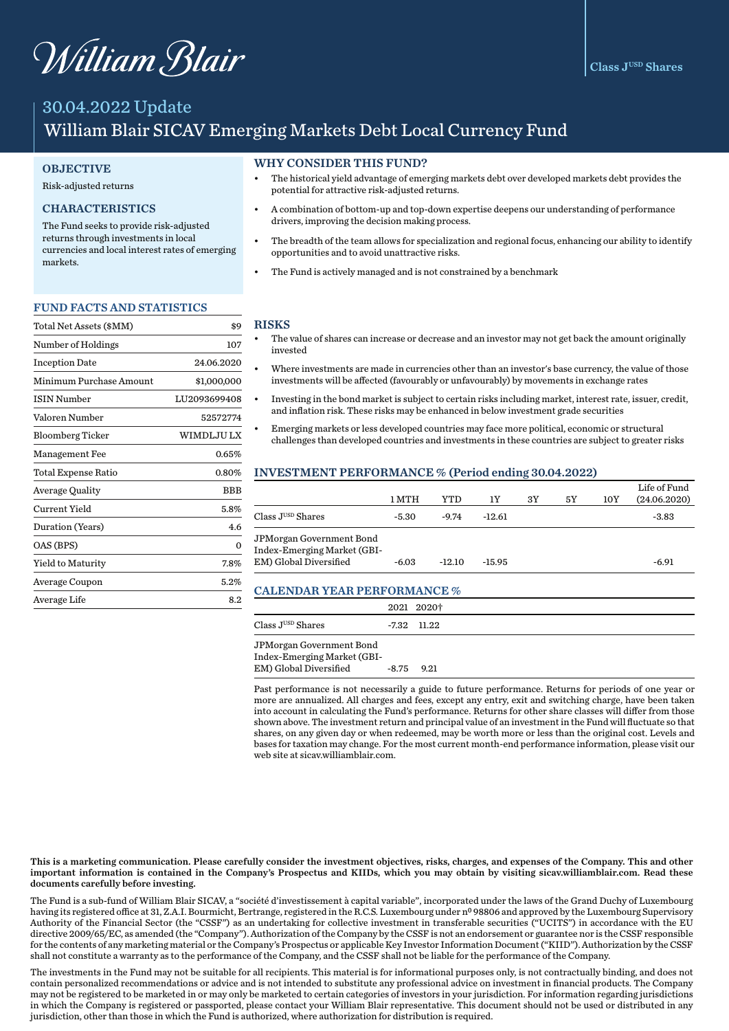William Blair

Class J^USD Shares

## 30.04.2022 Update

# William Blair SICAV Emerging Markets Debt Local Currency Fund

### OBJECTIVE

Risk-adjusted returns

### CHARACTERISTICS

The Fund seeks to provide risk-adjusted returns through investments in local currencies and local interest rates of emerging markets.

### WHY CONSIDER THIS FUND?

- The historical yield advantage of emerging markets debt over developed markets debt provides the potential for attractive risk-adjusted returns.
- A combination of bottom-up and top-down expertise deepens our understanding of performance drivers, improving the decision making process.
- The breadth of the team allows for specialization and regional focus, enhancing our ability to identify opportunities and to avoid unattractive risks.
- The Fund is actively managed and is not constrained by a benchmark

### FUND FACTS AND STATISTICS

| | |
|---|---|
| Total Net Assets ($MM) | $9 |
| Number of Holdings | 107 |
| Inception Date | 24.06.2020 |
| Minimum Purchase Amount | $1,000,000 |
| ISIN Number | LU2093699408 |
| Valoren Number | 52572774 |
| Bloomberg Ticker | WIMDLJU LX |
| Management Fee | 0.65% |
| Total Expense Ratio | 0.80% |
| Average Quality | BBB |
| Current Yield | 5.8% |
| Duration (Years) | 4.6 |
| OAS (BPS) | 0 |
| Yield to Maturity | 7.8% |
| Average Coupon | 5.2% |
| Average Life | 8.2 |

### RISKS

- The value of shares can increase or decrease and an investor may not get back the amount originally invested
- Where investments are made in currencies other than an investor's base currency, the value of those investments will be affected (favourably or unfavourably) by movements in exchange rates
- Investing in the bond market is subject to certain risks including market, interest rate, issuer, credit, and inflation risk. These risks may be enhanced in below investment grade securities
- Emerging markets or less developed countries may face more political, economic or structural challenges than developed countries and investments in these countries are subject to greater risks

### INVESTMENT PERFORMANCE % (Period ending 30.04.2022)

| | 1 MTH | YTD | 1Y | 3Y | 5Y | 10Y | Life of Fund (24.06.2020) |
|---|---|---|---|---|---|---|---|
| Class J^USD Shares | -5.30 | -9.74 | -12.61 | | | | -3.83 |
| JPMorgan Government Bond Index-Emerging Market (GBI-EM) Global Diversified | -6.03 | -12.10 | -15.95 | | | | -6.91 |

### CALENDAR YEAR PERFORMANCE %

| | 2021 | 2020† |
|---|---|---|
| Class J^USD Shares | -7.32 | 11.22 |
| JPMorgan Government Bond Index-Emerging Market (GBI-EM) Global Diversified | -8.75 | 9.21 |

Past performance is not necessarily a guide to future performance. Returns for periods of one year or more are annualized. All charges and fees, except any entry, exit and switching charge, have been taken into account in calculating the Fund's performance. Returns for other share classes will differ from those shown above. The investment return and principal value of an investment in the Fund will fluctuate so that shares, on any given day or when redeemed, may be worth more or less than the original cost. Levels and bases for taxation may change. For the most current month-end performance information, please visit our web site at sicav.williamblair.com.

**This is a marketing communication. Please carefully consider the investment objectives, risks, charges, and expenses of the Company. This and other important information is contained in the Company's Prospectus and KIIDs, which you may obtain by visiting sicav.williamblair.com. Read these documents carefully before investing.**

The Fund is a sub-fund of William Blair SICAV, a "société d'investissement à capital variable", incorporated under the laws of the Grand Duchy of Luxembourg having its registered office at 31, Z.A.I. Bourmicht, Bertrange, registered in the R.C.S. Luxembourg under nº 98806 and approved by the Luxembourg Supervisory Authority of the Financial Sector (the "CSSF") as an undertaking for collective investment in transferable securities ("UCITS") in accordance with the EU directive 2009/65/EC, as amended (the "Company"). Authorization of the Company by the CSSF is not an endorsement or guarantee nor is the CSSF responsible for the contents of any marketing material or the Company's Prospectus or applicable Key Investor Information Document ("KIID"). Authorization by the CSSF shall not constitute a warranty as to the performance of the Company, and the CSSF shall not be liable for the performance of the Company.

The investments in the Fund may not be suitable for all recipients. This material is for informational purposes only, is not contractually binding, and does not contain personalized recommendations or advice and is not intended to substitute any professional advice on investment in financial products. The Company may not be registered to be marketed in or may only be marketed to certain categories of investors in your jurisdiction. For information regarding jurisdictions in which the Company is registered or passported, please contact your William Blair representative. This document should not be used or distributed in any jurisdiction, other than those in which the Fund is authorized, where authorization for distribution is required.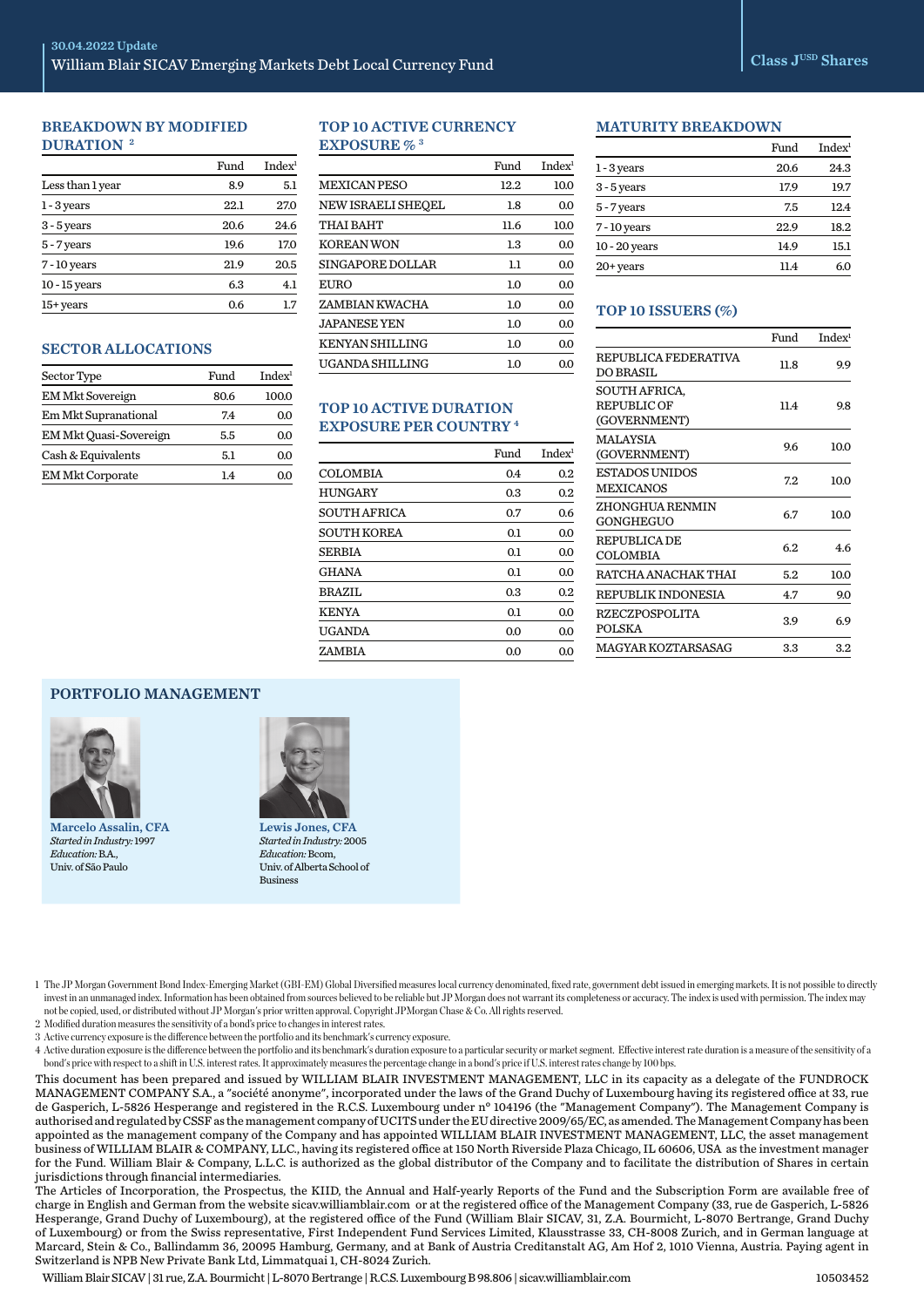30.04.2022 Update
William Blair SICAV Emerging Markets Debt Local Currency Fund

Class J[USD] Shares

## BREAKDOWN BY MODIFIED DURATION [2]

| | Fund | Index[1] |
|---|---|---|
| Less than 1 year | 8.9 | 5.1 |
| 1 - 3 years | 22.1 | 27.0 |
| 3 - 5 years | 20.6 | 24.6 |
| 5 - 7 years | 19.6 | 17.0 |
| 7 - 10 years | 21.9 | 20.5 |
| 10 - 15 years | 6.3 | 4.1 |
| 15+ years | 0.6 | 1.7 |

## SECTOR ALLOCATIONS

| Sector Type | Fund | Index[1] |
|---|---|---|
| EM Mkt Sovereign | 80.6 | 100.0 |
| Em Mkt Supranational | 7.4 | 0.0 |
| EM Mkt Quasi-Sovereign | 5.5 | 0.0 |
| Cash & Equivalents | 5.1 | 0.0 |
| EM Mkt Corporate | 1.4 | 0.0 |

## TOP 10 ACTIVE CURRENCY EXPOSURE % [3]

| | Fund | Index[1] |
|---|---|---|
| MEXICAN PESO | 12.2 | 10.0 |
| NEW ISRAELI SHEQEL | 1.8 | 0.0 |
| THAI BAHT | 11.6 | 10.0 |
| KOREAN WON | 1.3 | 0.0 |
| SINGAPORE DOLLAR | 1.1 | 0.0 |
| EURO | 1.0 | 0.0 |
| ZAMBIAN KWACHA | 1.0 | 0.0 |
| JAPANESE YEN | 1.0 | 0.0 |
| KENYAN SHILLING | 1.0 | 0.0 |
| UGANDA SHILLING | 1.0 | 0.0 |

## TOP 10 ACTIVE DURATION EXPOSURE PER COUNTRY [4]

| | Fund | Index[1] |
|---|---|---|
| COLOMBIA | 0.4 | 0.2 |
| HUNGARY | 0.3 | 0.2 |
| SOUTH AFRICA | 0.7 | 0.6 |
| SOUTH KOREA | 0.1 | 0.0 |
| SERBIA | 0.1 | 0.0 |
| GHANA | 0.1 | 0.0 |
| BRAZIL | 0.3 | 0.2 |
| KENYA | 0.1 | 0.0 |
| UGANDA | 0.0 | 0.0 |
| ZAMBIA | 0.0 | 0.0 |

## MATURITY BREAKDOWN

| | Fund | Index[1] |
|---|---|---|
| 1 - 3 years | 20.6 | 24.3 |
| 3 - 5 years | 17.9 | 19.7 |
| 5 - 7 years | 7.5 | 12.4 |
| 7 - 10 years | 22.9 | 18.2 |
| 10 - 20 years | 14.9 | 15.1 |
| 20+ years | 11.4 | 6.0 |

## TOP 10 ISSUERS (%)

| | Fund | Index[1] |
|---|---|---|
| REPUBLICA FEDERATIVA DO BRASIL | 11.8 | 9.9 |
| SOUTH AFRICA, REPUBLIC OF (GOVERNMENT) | 11.4 | 9.8 |
| MALAYSIA (GOVERNMENT) | 9.6 | 10.0 |
| ESTADOS UNIDOS MEXICANOS | 7.2 | 10.0 |
| ZHONGHUA RENMIN GONGHEGUO | 6.7 | 10.0 |
| REPUBLICA DE COLOMBIA | 6.2 | 4.6 |
| RATCHA ANACHAK THAI | 5.2 | 10.0 |
| REPUBLIK INDONESIA | 4.7 | 9.0 |
| RZECZPOSPOLITA POLSKA | 3.9 | 6.9 |
| MAGYAR KOZTARSASAG | 3.3 | 3.2 |

## PORTFOLIO MANAGEMENT

**Marcelo Assalin, CFA**
*Started in Industry:* 1997
*Education:* B.A., Univ. of São Paulo

**Lewis Jones, CFA**
*Started in Industry:* 2005
*Education:* Bcom, Univ. of Alberta School of Business

1 The JP Morgan Government Bond Index-Emerging Market (GBI-EM) Global Diversified measures local currency denominated, fixed rate, government debt issued in emerging markets. It is not possible to directly invest in an unmanaged index. Information has been obtained from sources believed to be reliable but JP Morgan does not warrant its completeness or accuracy. The index is used with permission. The index may not be copied, used, or distributed without JP Morgan's prior written approval. Copyright JPMorgan Chase & Co. All rights reserved.
2 Modified duration measures the sensitivity of a bond's price to changes in interest rates.
3 Active currency exposure is the difference between the portfolio and its benchmark's currency exposure.
4 Active duration exposure is the difference between the portfolio and its benchmark's duration exposure to a particular security or market segment. Effective interest rate duration is a measure of the sensitivity of a bond's price with respect to a shift in U.S. interest rates. It approximately measures the percentage change in a bond's price if U.S. interest rates change by 100 bps.

This document has been prepared and issued by WILLIAM BLAIR INVESTMENT MANAGEMENT, LLC in its capacity as a delegate of the FUNDROCK MANAGEMENT COMPANY S.A., a "société anonyme", incorporated under the laws of the Grand Duchy of Luxembourg having its registered office at 33, rue de Gasperich, L-5826 Hesperange and registered in the R.C.S. Luxembourg under n° 104196 (the "Management Company"). The Management Company is authorised and regulated by CSSF as the management company of UCITS under the EU directive 2009/65/EC, as amended. The Management Company has been appointed as the management company of the Company and has appointed WILLIAM BLAIR INVESTMENT MANAGEMENT, LLC, the asset management business of WILLIAM BLAIR & COMPANY, LLC., having its registered office at 150 North Riverside Plaza Chicago, IL 60606, USA as the investment manager for the Fund. William Blair & Company, L.L.C. is authorized as the global distributor of the Company and to facilitate the distribution of Shares in certain jurisdictions through financial intermediaries.
The Articles of Incorporation, the Prospectus, the KIID, the Annual and Half-yearly Reports of the Fund and the Subscription Form are available free of charge in English and German from the website sicav.williamblair.com or at the registered office of the Management Company (33, rue de Gasperich, L-5826 Hesperange, Grand Duchy of Luxembourg), at the registered office of the Fund (William Blair SICAV, 31, Z.A. Bourmicht, L-8070 Bertrange, Grand Duchy of Luxembourg) or from the Swiss representative, First Independent Fund Services Limited, Klausstrasse 33, CH-8008 Zurich, and in German language at Marcard, Stein & Co., Ballindamm 36, 20095 Hamburg, Germany, and at Bank of Austria Creditanstalt AG, Am Hof 2, 1010 Vienna, Austria. Paying agent in Switzerland is NPB New Private Bank Ltd, Limmatquai 1, CH-8024 Zurich.

William Blair SICAV | 31 rue, Z.A. Bourmicht | L-8070 Bertrange | R.C.S. Luxembourg B 98.806 | sicav.williamblair.com 10503452